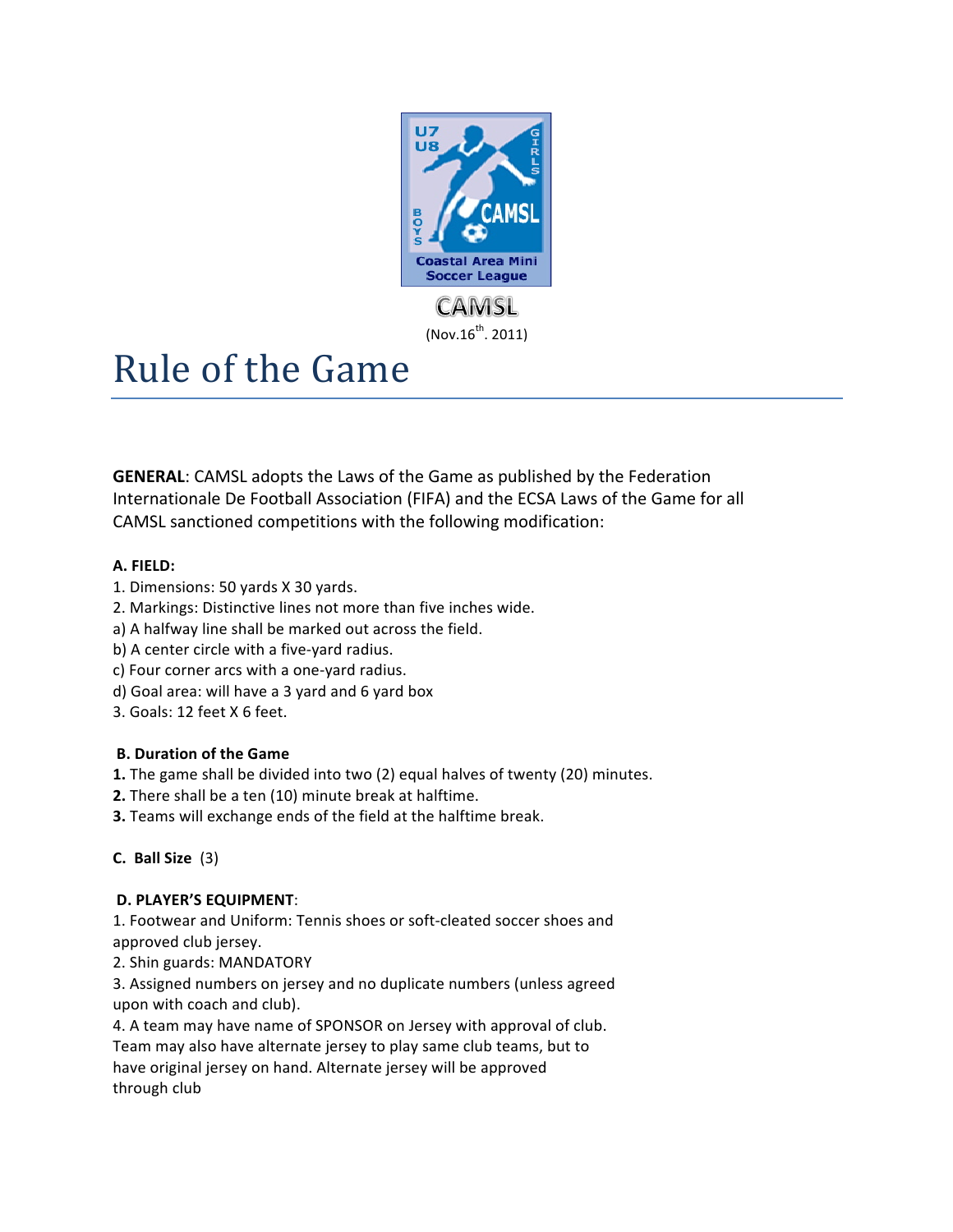CAMSL

(Nov.16th. 2011)

# Rule of the Game

**GENERAL**: CAMSL adopts the Laws of the Game as published by the Federation Internationale De Football Association (FIFA) and the ECSA Laws of the Game for all CAMSL sanctioned competitions with the following modification:

**A. FIELD:**

1. Dimensions: 50 yards X 30 yards.
2. Markings: Distinctive lines not more than five inches wide.

a) A halfway line shall be marked out across the field.

b) A center circle with a five-yard radius.

c) Four corner arcs with a one-yard radius.

d) Goal area: will have a 3 yard and 6 yard box

3. Goals: 12 feet X 6 feet.

**B. Duration of the Game**

**1.** The game shall be divided into two (2) equal halves of twenty (20) minutes.

**2.** There shall be a ten (10) minute break at halftime.

**3.** Teams will exchange ends of the field at the halftime break.

**C. Ball Size** (3)

**D. PLAYER'S EQUIPMENT**:

1. Footwear and Uniform: Tennis shoes or soft-cleated soccer shoes and approved club jersey.
2. Shin guards: MANDATORY
3. Assigned numbers on jersey and no duplicate numbers (unless agreed upon with coach and club).
4. A team may have name of SPONSOR on Jersey with approval of club. Team may also have alternate jersey to play same club teams, but to have original jersey on hand. Alternate jersey will be approved through club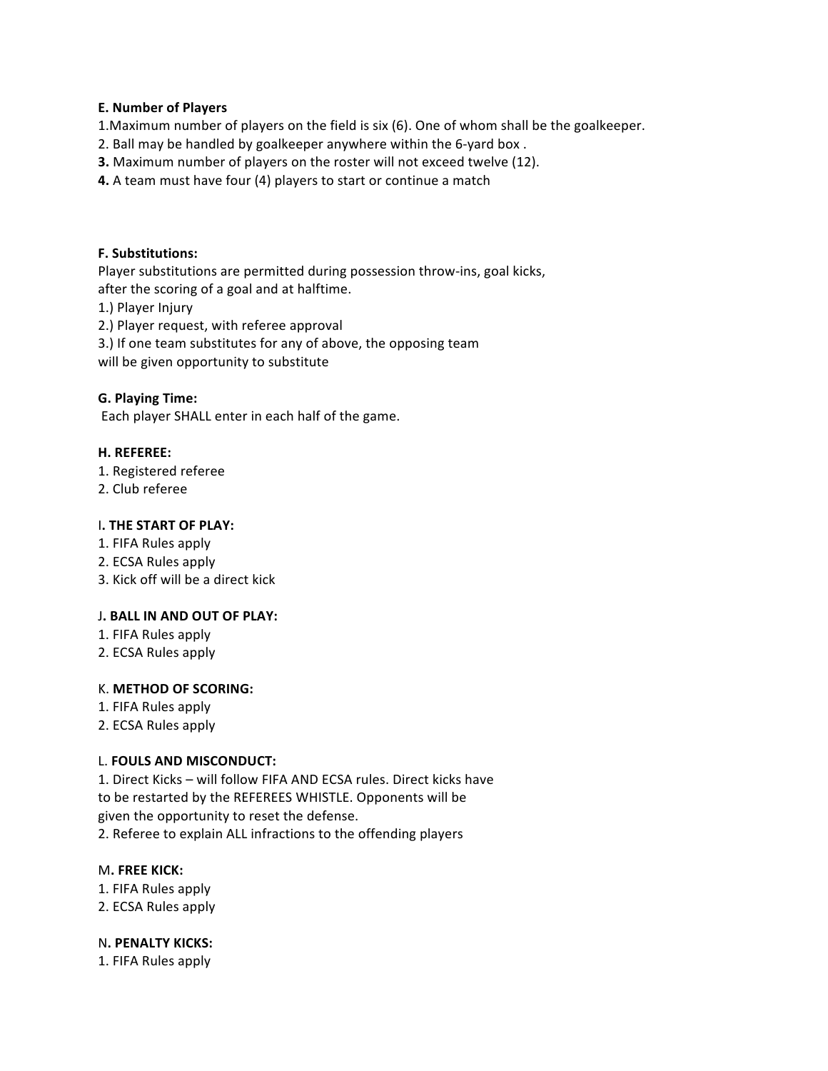**E. Number of Players**

1.Maximum number of players on the field is six (6). One of whom shall be the goalkeeper.
2. Ball may be handled by goalkeeper anywhere within the 6-yard box .
**3.** Maximum number of players on the roster will not exceed twelve (12).
**4.** A team must have four (4) players to start or continue a match

**F. Substitutions:**

Player substitutions are permitted during possession throw-ins, goal kicks, after the scoring of a goal and at halftime.

1.) Player Injury
2.) Player request, with referee approval
3.) If one team substitutes for any of above, the opposing team will be given opportunity to substitute

**G. Playing Time:**

Each player SHALL enter in each half of the game.

**H. REFEREE:**

1. Registered referee
2. Club referee

I**. THE START OF PLAY:**

1. FIFA Rules apply
2. ECSA Rules apply
3. Kick off will be a direct kick

J**. BALL IN AND OUT OF PLAY:**

1. FIFA Rules apply
2. ECSA Rules apply

K. **METHOD OF SCORING:**

1. FIFA Rules apply
2. ECSA Rules apply

L. **FOULS AND MISCONDUCT:**

1. Direct Kicks – will follow FIFA AND ECSA rules. Direct kicks have to be restarted by the REFEREES WHISTLE. Opponents will be given the opportunity to reset the defense.
2. Referee to explain ALL infractions to the offending players

M**. FREE KICK:**

1. FIFA Rules apply
2. ECSA Rules apply

N**. PENALTY KICKS:**

1. FIFA Rules apply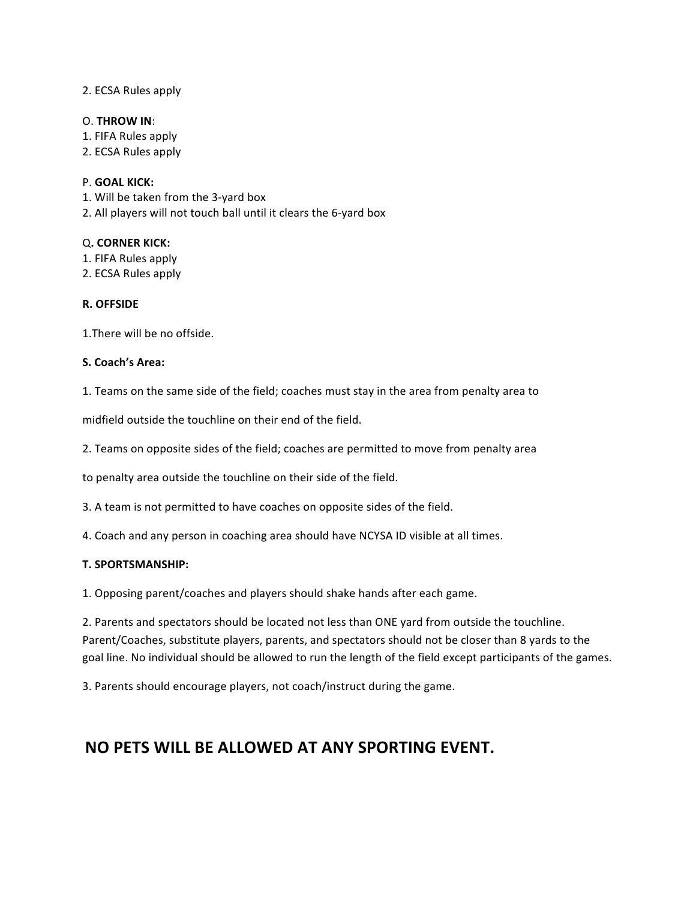2. ECSA Rules apply

O. **THROW IN**:
1. FIFA Rules apply
2. ECSA Rules apply

P. **GOAL KICK:**
1. Will be taken from the 3-yard box
2. All players will not touch ball until it clears the 6-yard box

Q**. CORNER KICK:**
1. FIFA Rules apply
2. ECSA Rules apply

**R. OFFSIDE**

1.There will be no offside.

**S. Coach's Area:**

1. Teams on the same side of the field; coaches must stay in the area from penalty area to midfield outside the touchline on their end of the field.

2. Teams on opposite sides of the field; coaches are permitted to move from penalty area to penalty area outside the touchline on their side of the field.

3. A team is not permitted to have coaches on opposite sides of the field.

4. Coach and any person in coaching area should have NCYSA ID visible at all times.

**T. SPORTSMANSHIP:**

1. Opposing parent/coaches and players should shake hands after each game.

2. Parents and spectators should be located not less than ONE yard from outside the touchline. Parent/Coaches, substitute players, parents, and spectators should not be closer than 8 yards to the goal line. No individual should be allowed to run the length of the field except participants of the games.

3. Parents should encourage players, not coach/instruct during the game.

## NO PETS WILL BE ALLOWED AT ANY SPORTING EVENT.